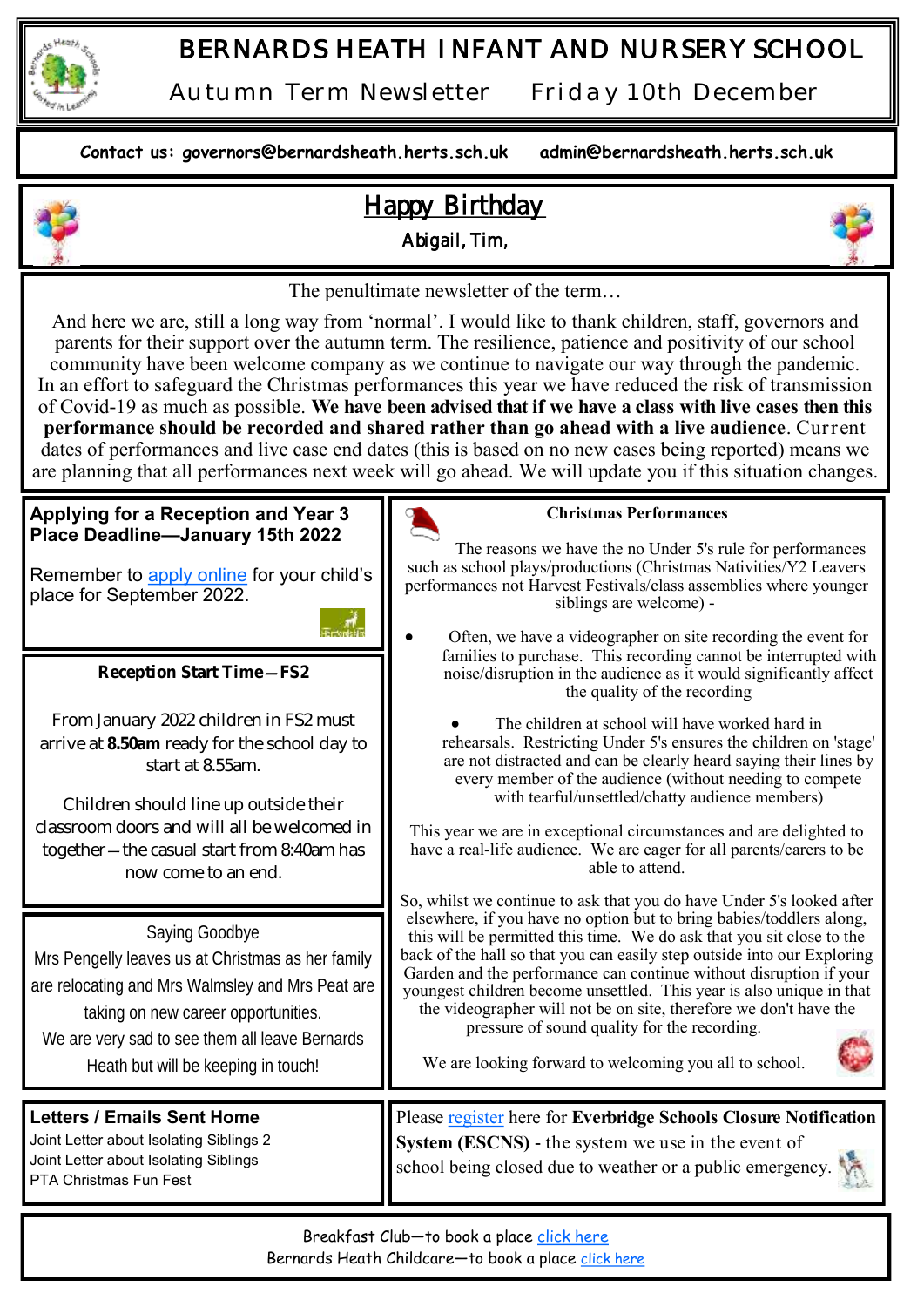# BERNARDS HEATH INFANT AND NURSERY SCHOOL

Autumn Term Newsletter    Friday 10th December

**Contact us: governors@bernardsheath.herts.sch.uk    admin@bernardsheath.herts.sch.uk**

## Happy Birthday

Abigail, Tim,

The penultimate newsletter of the term…

And here we are, still a long way from 'normal'. I would like to thank children, staff, governors and parents for their support over the autumn term. The resilience, patience and positivity of our school community have been welcome company as we continue to navigate our way through the pandemic. In an effort to safeguard the Christmas performances this year we have reduced the risk of transmission of Covid-19 as much as possible. **We have been advised that if we have a class with live cases then this performance should be recorded and shared rather than go ahead with a live audience**. Current dates of performances and live case end dates (this is based on no new cases being reported) means we are planning that all performances next week will go ahead. We will update you if this situation changes.

### Applying for a Reception and Year 3 Place Deadline—January 15th 2022

Remember to apply online for your child's place for September 2022.

### Reception Start Time—FS2

From January 2022 children in FS2 must arrive at **8.50am** ready for the school day to start at 8.55am.

Children should line up outside their classroom doors and will all be welcomed in together—the casual start from 8:40am has now come to an end.

### Saying Goodbye

Mrs Pengelly leaves us at Christmas as her family are relocating and Mrs Walmsley and Mrs Peat are taking on new career opportunities.

We are very sad to see them all leave Bernards Heath but will be keeping in touch!

### Christmas Performances

The reasons we have the no Under 5's rule for performances such as school plays/productions (Christmas Nativities/Y2 Leavers performances not Harvest Festivals/class assemblies where younger siblings are welcome) -

- Often, we have a videographer on site recording the event for families to purchase. This recording cannot be interrupted with noise/disruption in the audience as it would significantly affect the quality of the recording
- The children at school will have worked hard in rehearsals. Restricting Under 5's ensures the children on 'stage' are not distracted and can be clearly heard saying their lines by every member of the audience (without needing to compete with tearful/unsettled/chatty audience members)

This year we are in exceptional circumstances and are delighted to have a real-life audience. We are eager for all parents/carers to be able to attend.

So, whilst we continue to ask that you do have Under 5's looked after elsewhere, if you have no option but to bring babies/toddlers along, this will be permitted this time. We do ask that you sit close to the back of the hall so that you can easily step outside into our Exploring Garden and the performance can continue without disruption if your youngest children become unsettled. This year is also unique in that the videographer will not be on site, therefore we don't have the pressure of sound quality for the recording.

We are looking forward to welcoming you all to school.

### Letters / Emails Sent Home

Joint Letter about Isolating Siblings 2
Joint Letter about Isolating Siblings
PTA Christmas Fun Fest

Please register here for **Everbridge Schools Closure Notification System (ESCNS)** - the system we use in the event of school being closed due to weather or a public emergency.

Breakfast Club—to book a place click here
Bernards Heath Childcare—to book a place click here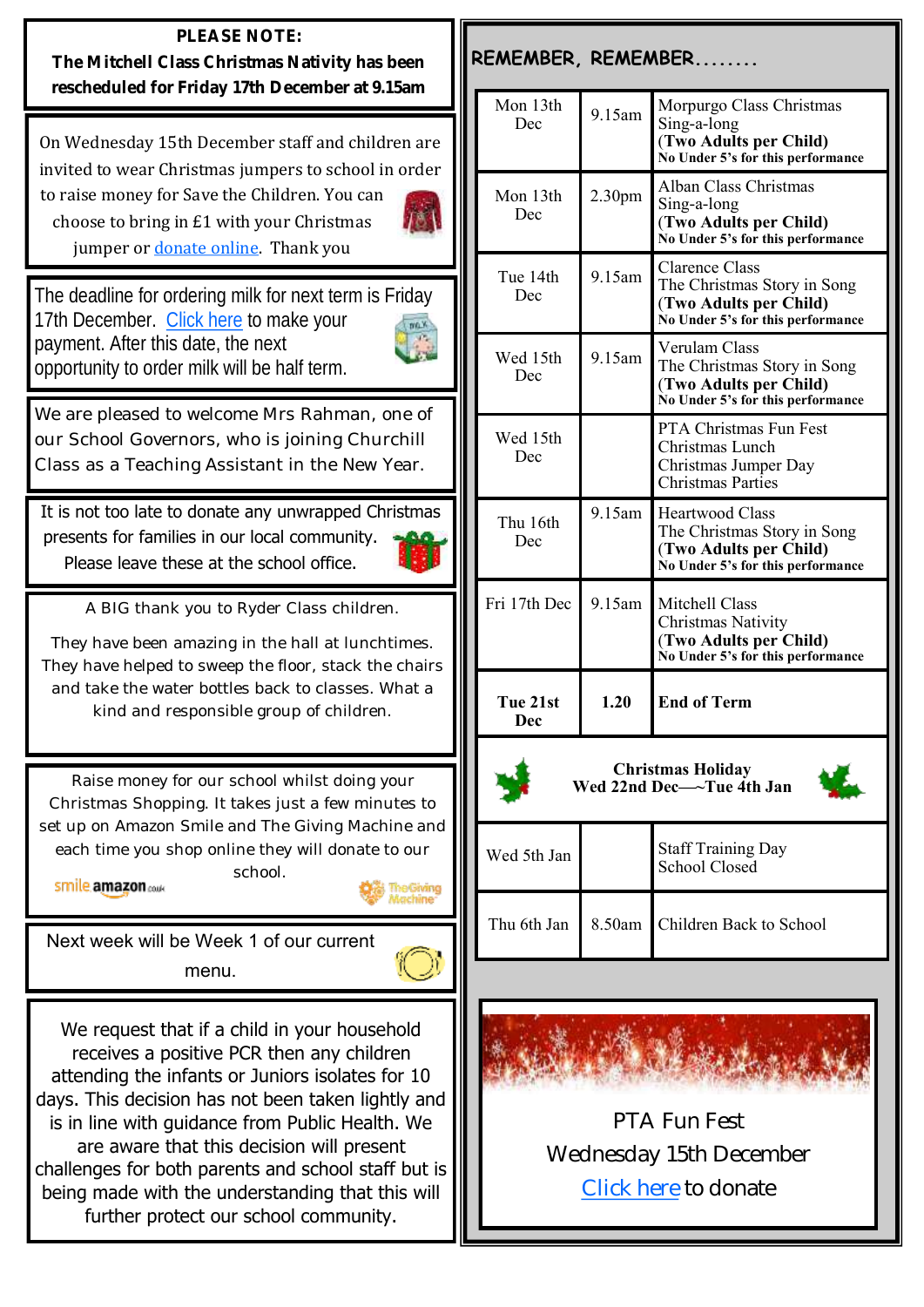**PLEASE NOTE:**
**The Mitchell Class Christmas Nativity has been rescheduled for Friday 17th December at 9.15am**

On Wednesday 15th December staff and children are invited to wear Christmas jumpers to school in order to raise money for Save the Children. You can choose to bring in £1 with your Christmas jumper or donate online. Thank you

The deadline for ordering milk for next term is Friday 17th December. Click here to make your payment. After this date, the next opportunity to order milk will be half term.

We are pleased to welcome Mrs Rahman, one of our School Governors, who is joining Churchill Class as a Teaching Assistant in the New Year.

It is not too late to donate any unwrapped Christmas presents for families in our local community. Please leave these at the school office.

A BIG thank you to Ryder Class children.

They have been amazing in the hall at lunchtimes. They have helped to sweep the floor, stack the chairs and take the water bottles back to classes. What a kind and responsible group of children.

Raise money for our school whilst doing your Christmas Shopping. It takes just a few minutes to set up on Amazon Smile and The Giving Machine and each time you shop online they will donate to our school.

smile amazon.co.uk — TheGiving Machine

Next week will be Week 1 of our current menu.

We request that if a child in your household receives a positive PCR then any children attending the infants or Juniors isolates for 10 days. This decision has not been taken lightly and is in line with guidance from Public Health. We are aware that this decision will present challenges for both parents and school staff but is being made with the understanding that this will further protect our school community.

## REMEMBER, REMEMBER........

| | | |
|---|---|---|
| Mon 13th Dec | 9.15am | Morpurgo Class Christmas Sing-a-long<br>**(Two Adults per Child)**<br>**No Under 5's for this performance** |
| Mon 13th Dec | 2.30pm | Alban Class Christmas Sing-a-long<br>**(Two Adults per Child)**<br>**No Under 5's for this performance** |
| Tue 14th Dec | 9.15am | Clarence Class<br>The Christmas Story in Song<br>**(Two Adults per Child)**<br>**No Under 5's for this performance** |
| Wed 15th Dec | 9.15am | Verulam Class<br>The Christmas Story in Song<br>**(Two Adults per Child)**<br>**No Under 5's for this performance** |
| Wed 15th Dec | | PTA Christmas Fun Fest<br>Christmas Lunch<br>Christmas Jumper Day<br>Christmas Parties |
| Thu 16th Dec | 9.15am | Heartwood Class<br>The Christmas Story in Song<br>**(Two Adults per Child)**<br>**No Under 5's for this performance** |
| Fri 17th Dec | 9.15am | Mitchell Class<br>Christmas Nativity<br>**(Two Adults per Child)**<br>**No Under 5's for this performance** |
| **Tue 21st Dec** | **1.20** | **End of Term** |
| **Christmas Holiday Wed 22nd Dec—~Tue 4th Jan** | | |
| Wed 5th Jan | | Staff Training Day<br>School Closed |
| Thu 6th Jan | 8.50am | Children Back to School |

PTA Fun Fest
Wednesday 15th December
Click here to donate